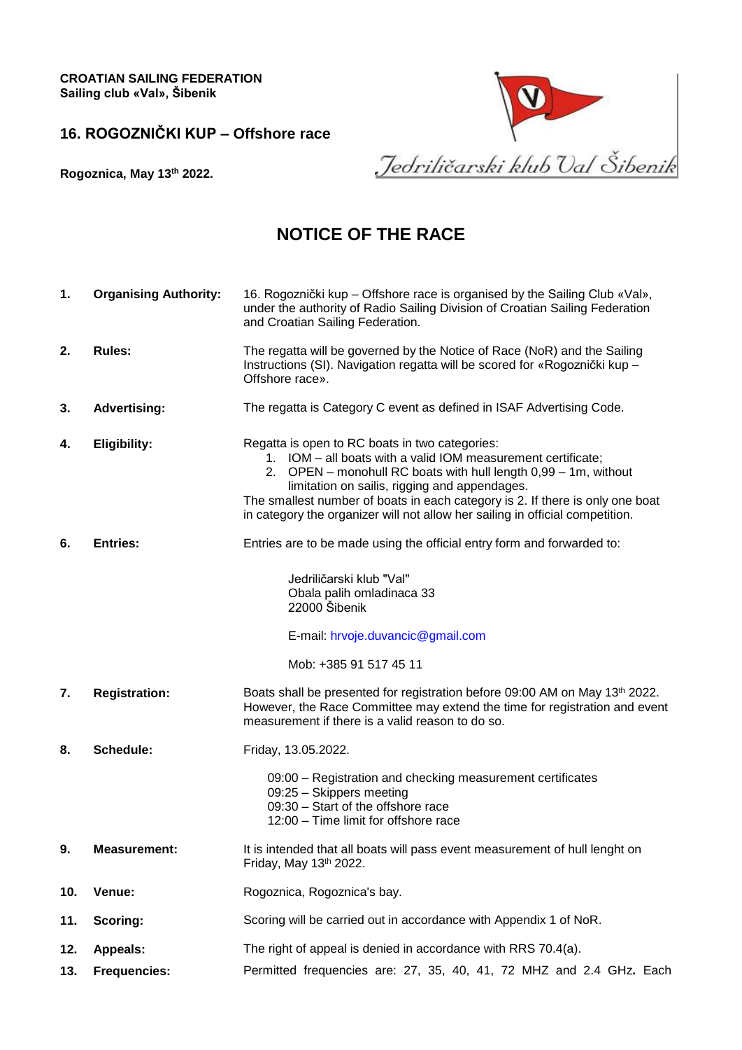**CROATIAN SAILING FEDERATION**
**Sailing club «Val», Šibenik**

## 16. ROGOZNIČKI KUP – Offshore race

**Rogoznica, May 13th 2022.**

Jedriličarski klub Val Šibenik

# NOTICE OF THE RACE

**1. Organising Authority:** 16. Rogoznički kup – Offshore race is organised by the Sailing Club «Val», under the authority of Radio Sailing Division of Croatian Sailing Federation and Croatian Sailing Federation.

**2. Rules:** The regatta will be governed by the Notice of Race (NoR) and the Sailing Instructions (SI). Navigation regatta will be scored for «Rogoznički kup – Offshore race».

**3. Advertising:** The regatta is Category C event as defined in ISAF Advertising Code.

**4. Eligibility:** Regatta is open to RC boats in two categories:

1. IOM – all boats with a valid IOM measurement certificate;
2. OPEN – monohull RC boats with hull length 0,99 – 1m, without limitation on sailis, rigging and appendages.

The smallest number of boats in each category is 2. If there is only one boat in category the organizer will not allow her sailing in official competition.

**6. Entries:** Entries are to be made using the official entry form and forwarded to:

Jedriličarski klub "Val"
Obala palih omladinaca 33
22000 Šibenik

E-mail: hrvoje.duvancic@gmail.com

Mob: +385 91 517 45 11

**7. Registration:** Boats shall be presented for registration before 09:00 AM on May 13th 2022. However, the Race Committee may extend the time for registration and event measurement if there is a valid reason to do so.

**8. Schedule:** Friday, 13.05.2022.

09:00 – Registration and checking measurement certificates
09:25 – Skippers meeting
09:30 – Start of the offshore race
12:00 – Time limit for offshore race

**9. Measurement:** It is intended that all boats will pass event measurement of hull lenght on Friday, May 13th 2022.

**10. Venue:** Rogoznica, Rogoznica's bay.

**11. Scoring:** Scoring will be carried out in accordance with Appendix 1 of NoR.

**12. Appeals:** The right of appeal is denied in accordance with RRS 70.4(a).

**13. Frequencies:** Permitted frequencies are: 27, 35, 40, 41, 72 MHZ and 2.4 GHz**.** Each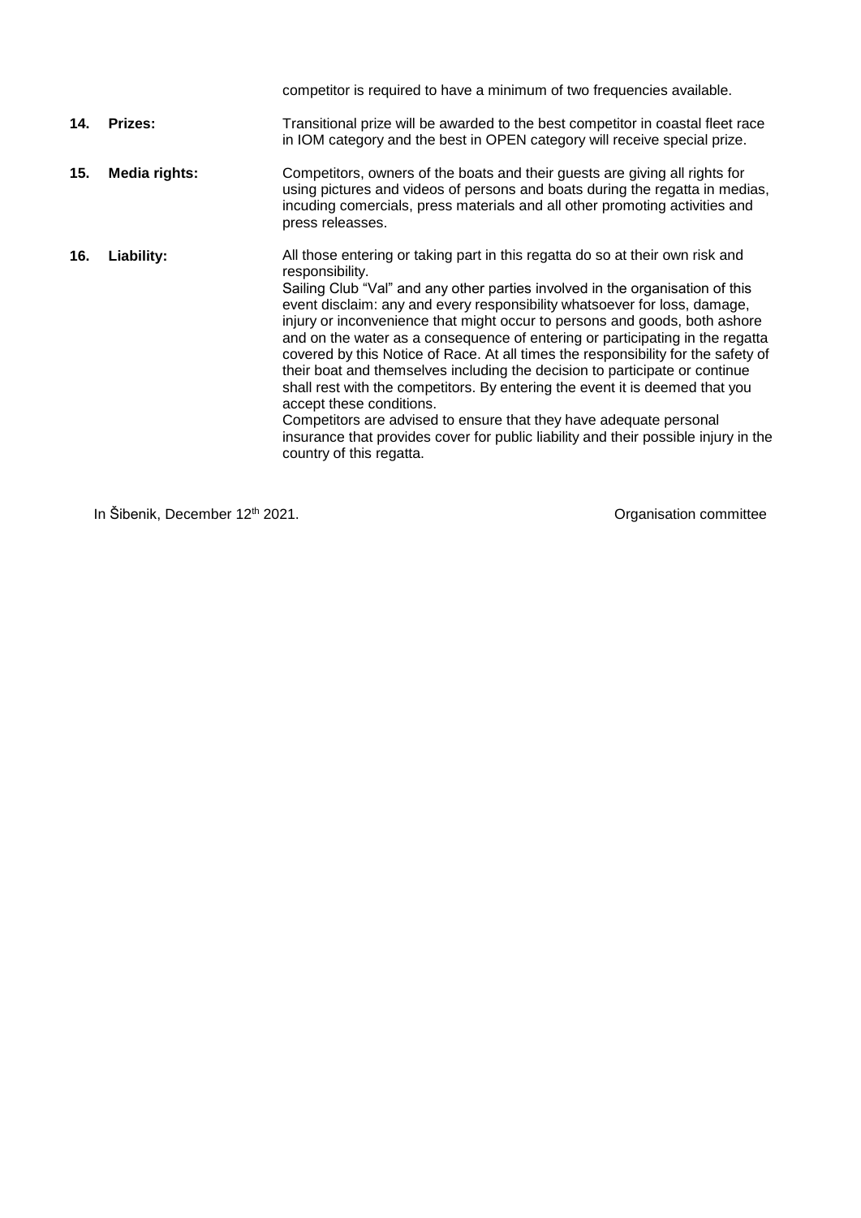competitor is required to have a minimum of two frequencies available.

**14. Prizes:** Transitional prize will be awarded to the best competitor in coastal fleet race in IOM category and the best in OPEN category will receive special prize.

**15. Media rights:** Competitors, owners of the boats and their guests are giving all rights for using pictures and videos of persons and boats during the regatta in medias, incuding comercials, press materials and all other promoting activities and press releasses.

**16. Liability:** All those entering or taking part in this regatta do so at their own risk and responsibility.
Sailing Club "Val" and any other parties involved in the organisation of this event disclaim: any and every responsibility whatsoever for loss, damage, injury or inconvenience that might occur to persons and goods, both ashore and on the water as a consequence of entering or participating in the regatta covered by this Notice of Race. At all times the responsibility for the safety of their boat and themselves including the decision to participate or continue shall rest with the competitors. By entering the event it is deemed that you accept these conditions.
Competitors are advised to ensure that they have adequate personal insurance that provides cover for public liability and their possible injury in the country of this regatta.

In Šibenik, December 12th 2021. Organisation committee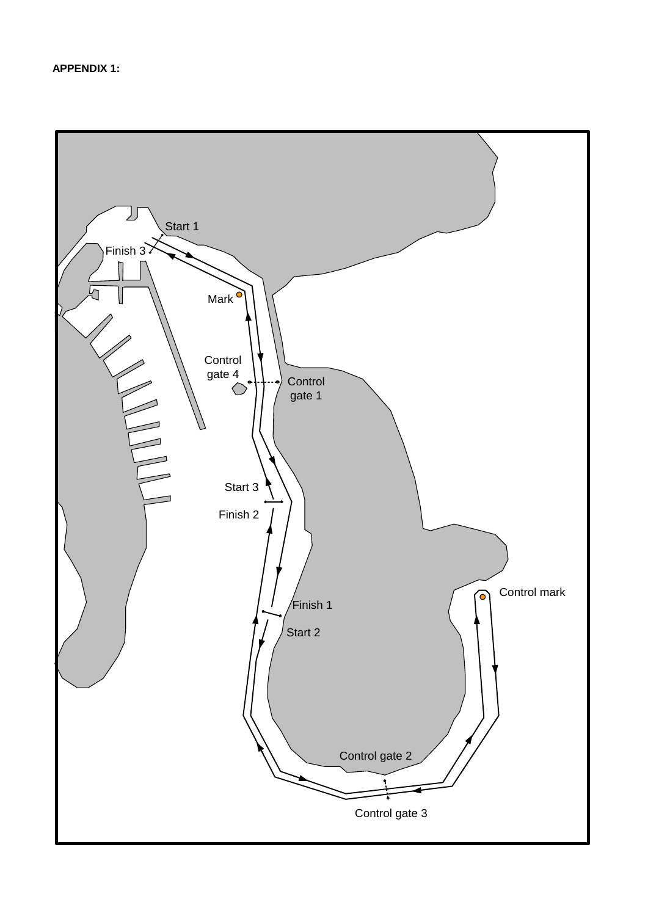**APPENDIX 1:**

Start 1

Finish 3

Mark

Control gate 4

Control gate 1

Start 3

Finish 2

Finish 1

Start 2

Control mark

Control gate 2

Control gate 3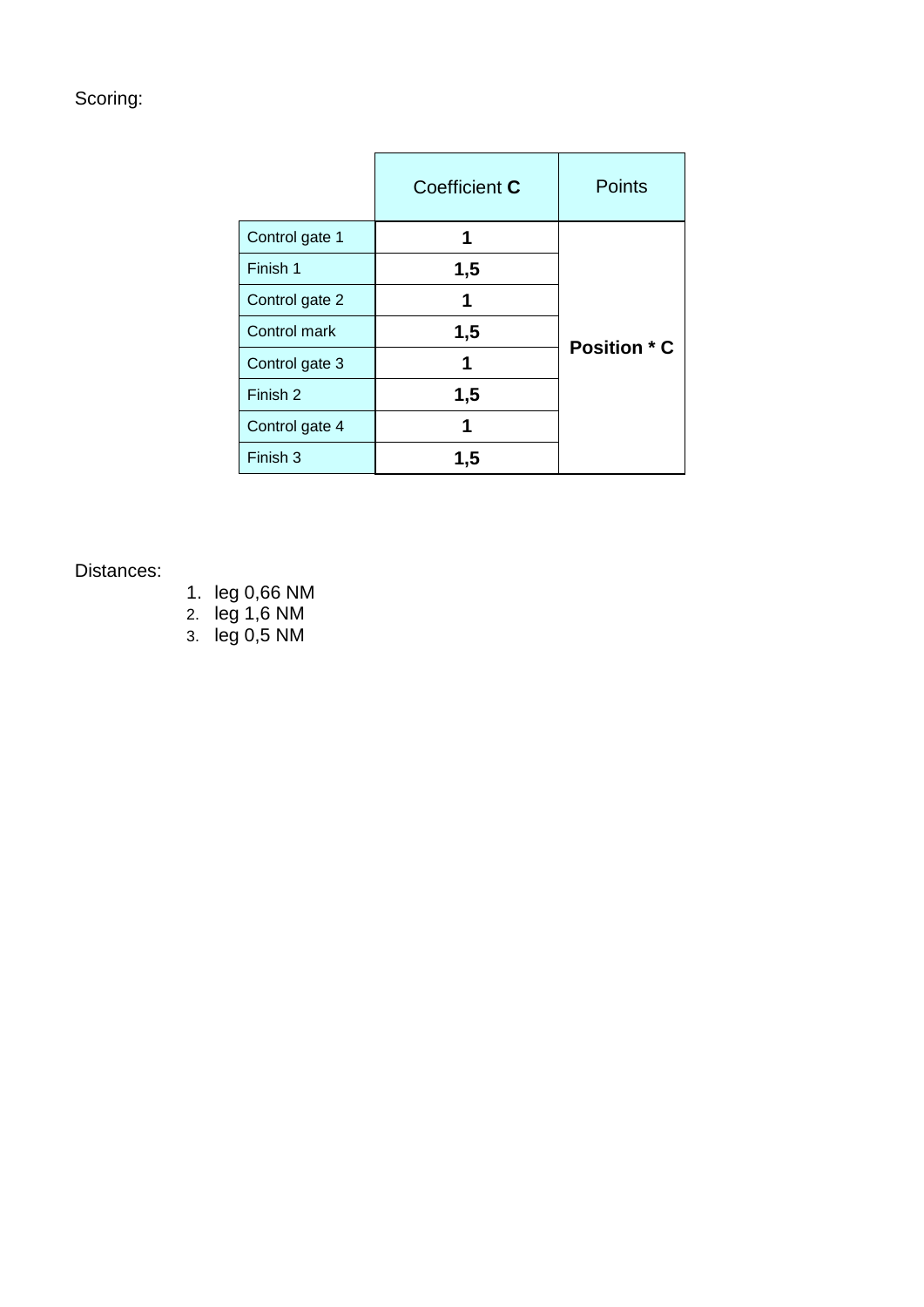Scoring:

| | Coefficient **C** | Points |
| --- | --- | --- |
| Control gate 1 | **1** | **Position * C** |
| Finish 1 | **1,5** | |
| Control gate 2 | **1** | |
| Control mark | **1,5** | |
| Control gate 3 | **1** | |
| Finish 2 | **1,5** | |
| Control gate 4 | **1** | |
| Finish 3 | **1,5** | |

Distances:

1. leg 0,66 NM
2. leg 1,6 NM
3. leg 0,5 NM